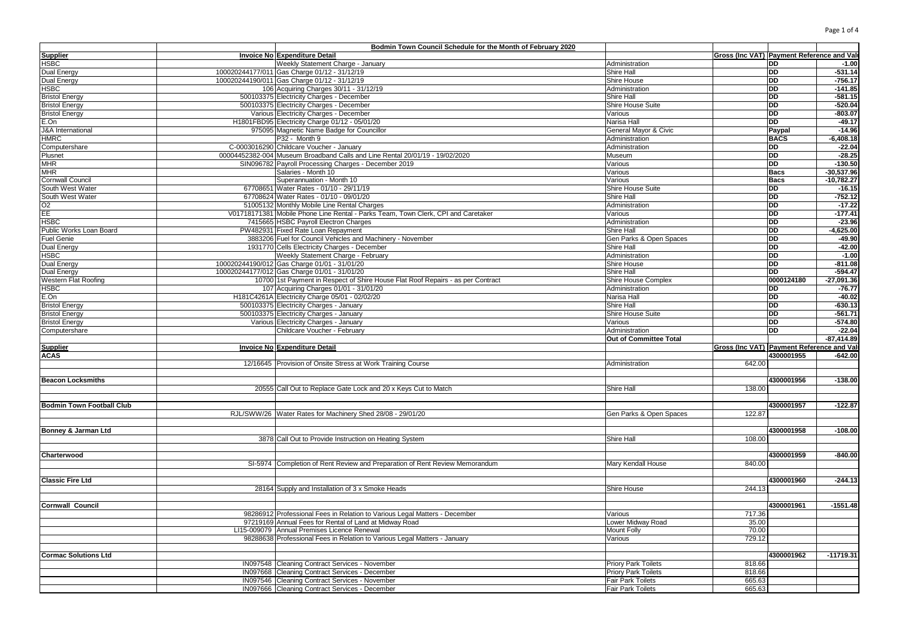| Supplier | Invoice No | Expenditure Detail | | Gross (Inc VAT) | Payment Reference and Value | |
|---|---|---|---|---|---|---|
| | | **Bodmin Town Council Schedule for the Month of February 2020** | | | | |
| **Supplier** | | **Invoice No Expenditure Detail** | | **Gross (Inc VAT)** | **Payment Reference and Val** | |
| HSBC | | Weekly Statement Charge - January | Administration | | DD | -1.00 |
| Dual Energy | 100020244177/011 | Gas Charge 01/12 - 31/12/19 | Shire Hall | | DD | -531.14 |
| Dual Energy | 100020244190/011 | Gas Charge 01/12 - 31/12/19 | Shire House | | DD | -756.17 |
| HSBC | 106 | Acquiring Charges 30/11 - 31/12/19 | Administration | | DD | -141.85 |
| Bristol Energy | 500103375 | Electricity Charges - December | Shire Hall | | DD | -581.15 |
| Bristol Energy | 500103375 | Electricity Charges - December | Shire House Suite | | DD | -520.04 |
| Bristol Energy | Various | Electricity Charges - December | Various | | DD | -803.07 |
| E.On | H1801FBD95 | Electricity Charge 01/12 - 05/01/20 | Narisa Hall | | DD | -49.17 |
| J&A International | 975095 | Magnetic Name Badge for Councillor | General Mayor & Civic | | Paypal | -14.96 |
| HMRC | | P32 - Month 9 | Administration | | BACS | -6,408.18 |
| Computershare | C-0003016290 | Childcare Voucher - January | Administration | | DD | -22.04 |
| Plusnet | 00004452382-004 | Museum Broadband Calls and Line Rental 20/01/19 - 19/02/2020 | Museum | | DD | -28.25 |
| MHR | SIN096782 | Payroll Processing Charges - December 2019 | Various | | DD | -130.50 |
| MHR | | Salaries - Month 10 | Various | | Bacs | -30,537.96 |
| Cornwall Council | | Superannuation - Month 10 | Various | | Bacs | -10,782.27 |
| South West Water | 67708651 | Water Rates - 01/10 - 29/11/19 | Shire House Suite | | DD | -16.15 |
| South West Water | 67708624 | Water Rates - 01/10 - 09/01/20 | Shire Hall | | DD | -752.12 |
| O2 | 51005132 | Monthly Mobile Line Rental Charges | Administration | | DD | -17.22 |
| EE | V01718171381 | Mobile Phone Line Rental - Parks Team, Town Clerk, CPI and Caretaker | Various | | DD | -177.41 |
| HSBC | 7415665 | HSBC Payroll Electron Charges | Administration | | DD | -23.96 |
| Public Works Loan Board | PW482931 | Fixed Rate Loan Repayment | Shire Hall | | DD | -4,625.00 |
| Fuel Genie | 3883206 | Fuel for Council Vehicles and Machinery - November | Gen Parks & Open Spaces | | DD | -49.90 |
| Dual Energy | 1931770 | Cells Electricity Charges - December | Shire Hall | | DD | -42.00 |
| HSBC | | Weekly Statement Charge - February | Administration | | DD | -1.00 |
| Dual Energy | 100020244190/012 | Gas Charge 01/01 - 31/01/20 | Shire House | | DD | -811.08 |
| Dual Energy | 100020244177/012 | Gas Charge 01/01 - 31/01/20 | Shire Hall | | DD | -594.47 |
| Western Flat Roofing | 10700 | 1st Payment in Respect of Shire House Flat Roof Repairs - as per Contract | Shire House Complex | | 0000124180 | -27,091.36 |
| HSBC | 107 | Acquiring Charges 01/01 - 31/01/20 | Administration | | DD | -76.77 |
| E.On | H181C4261A | Electricity Charge 05/01 - 02/02/20 | Narisa Hall | | DD | -40.02 |
| Bristol Energy | 500103375 | Electricity Charges - January | Shire Hall | | DD | -630.13 |
| Bristol Energy | 500103375 | Electricity Charges - January | Shire House Suite | | DD | -561.71 |
| Bristol Energy | Various | Electricity Charges - January | Various | | DD | -574.80 |
| Computershare | | Childcare Voucher - February | Administration | | DD | -22.04 |
| | | | **Out of Committee Total** | | | -87,414.89 |
| **Supplier** | | **Invoice No Expenditure Detail** | | **Gross (Inc VAT)** | **Payment Reference and Val** | |
| **ACAS** | | | | | 4300001955 | -642.00 |
| | 12/16645 | Provision of Onsite Stress at Work Training Course | Administration | 642.00 | | |
| **Beacon Locksmiths** | | | | | 4300001956 | -138.00 |
| | 20555 | Call Out to Replace Gate Lock and 20 x Keys Cut to Match | Shire Hall | 138.00 | | |
| **Bodmin Town Football Club** | | | | | 4300001957 | -122.87 |
| | RJL/SWW/26 | Water Rates for Machinery Shed 28/08 - 29/01/20 | Gen Parks & Open Spaces | 122.87 | | |
| **Bonney & Jarman Ltd** | | | | | 4300001958 | -108.00 |
| | 3878 | Call Out to Provide Instruction on Heating System | Shire Hall | 108.00 | | |
| **Charterwood** | | | | | 4300001959 | -840.00 |
| | SI-5974 | Completion of Rent Review and Preparation of Rent Review Memorandum | Mary Kendall House | 840.00 | | |
| **Classic Fire Ltd** | | | | | 4300001960 | -244.13 |
| | 28164 | Supply and Installation of 3 x Smoke Heads | Shire House | 244.13 | | |
| **Cornwall Council** | | | | | 4300001961 | -1551.48 |
| | 98286912 | Professional Fees in Relation to Various Legal Matters - December | Various | 717.36 | | |
| | 97219169 | Annual Fees for Rental of Land at Midway Road | Lower Midway Road | 35.00 | | |
| | LI15-009079 | Annual Premises Licence Renewal | Mount Folly | 70.00 | | |
| | 98288638 | Professional Fees in Relation to Various Legal Matters - January | Various | 729.12 | | |
| **Cormac Solutions Ltd** | | | | | 4300001962 | -11719.31 |
| | IN097548 | Cleaning Contract Services - November | Priory Park Toilets | 818.66 | | |
| | IN097668 | Cleaning Contract Services - December | Priory Park Toilets | 818.66 | | |
| | IN097546 | Cleaning Contract Services - November | Fair Park Toilets | 665.63 | | |
| | IN097666 | Cleaning Contract Services - December | Fair Park Toilets | 665.63 | | |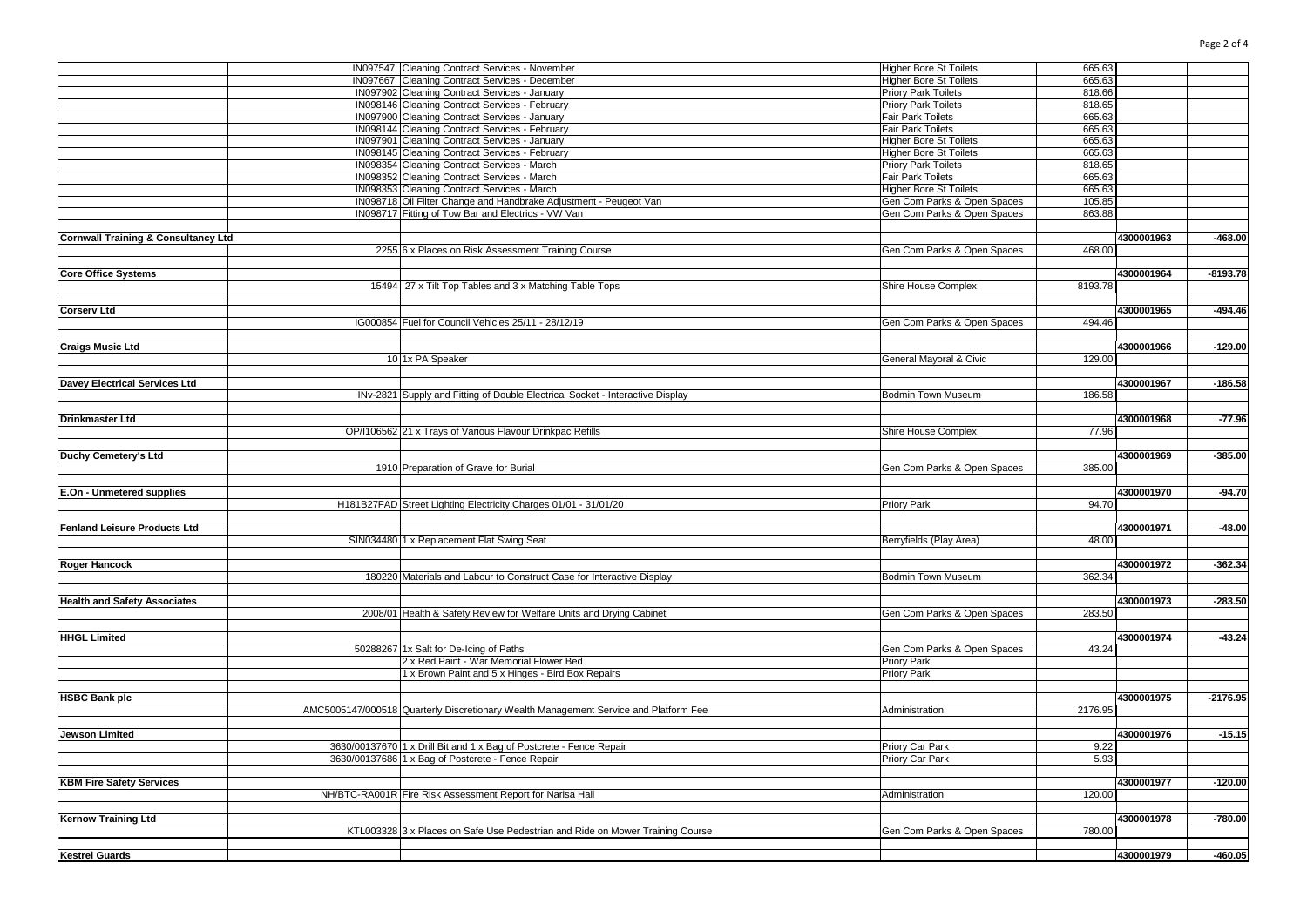| | | | | | | |
|---|---|---|---|---|---|---|
| | IN097547 | Cleaning Contract Services - November | Higher Bore St Toilets | 665.63 | | |
| | IN097667 | Cleaning Contract Services - December | Higher Bore St Toilets | 665.63 | | |
| | IN097902 | Cleaning Contract Services - January | Priory Park Toilets | 818.66 | | |
| | IN098146 | Cleaning Contract Services - February | Priory Park Toilets | 818.65 | | |
| | IN097900 | Cleaning Contract Services - January | Fair Park Toilets | 665.63 | | |
| | IN098144 | Cleaning Contract Services - February | Fair Park Toilets | 665.63 | | |
| | IN097901 | Cleaning Contract Services - January | Higher Bore St Toilets | 665.63 | | |
| | IN098145 | Cleaning Contract Services - February | Higher Bore St Toilets | 665.63 | | |
| | IN098354 | Cleaning Contract Services - March | Priory Park Toilets | 818.65 | | |
| | IN098352 | Cleaning Contract Services - March | Fair Park Toilets | 665.63 | | |
| | IN098353 | Cleaning Contract Services - March | Higher Bore St Toilets | 665.63 | | |
| | IN098718 | Oil Filter Change and Handbrake Adjustment - Peugeot Van | Gen Com Parks & Open Spaces | 105.85 | | |
| | IN098717 | Fitting of Tow Bar and Electrics - VW Van | Gen Com Parks & Open Spaces | 863.88 | | |
| | | | | | | |
| **Cornwall Training & Consultancy Ltd** | | | | | **4300001963** | **-468.00** |
| | 2255 | 6 x Places on Risk Assessment Training Course | Gen Com Parks & Open Spaces | 468.00 | | |
| | | | | | | |
| **Core Office Systems** | | | | | **4300001964** | **-8193.78** |
| | 15494 | 27 x Tilt Top Tables and 3 x Matching Table Tops | Shire House Complex | 8193.78 | | |
| | | | | | | |
| **Corserv Ltd** | | | | | **4300001965** | **-494.46** |
| | IG000854 | Fuel for Council Vehicles 25/11 - 28/12/19 | Gen Com Parks & Open Spaces | 494.46 | | |
| | | | | | | |
| **Craigs Music Ltd** | | | | | **4300001966** | **-129.00** |
| | 10 | 1x PA Speaker | General Mayoral & Civic | 129.00 | | |
| | | | | | | |
| **Davey Electrical Services Ltd** | | | | | **4300001967** | **-186.58** |
| | INv-2821 | Supply and Fitting of Double Electrical Socket - Interactive Display | Bodmin Town Museum | 186.58 | | |
| | | | | | | |
| **Drinkmaster Ltd** | | | | | **4300001968** | **-77.96** |
| | OP/I106562 | 21 x Trays of Various Flavour Drinkpac Refills | Shire House Complex | 77.96 | | |
| | | | | | | |
| **Duchy Cemetery's Ltd** | | | | | **4300001969** | **-385.00** |
| | 1910 | Preparation of Grave for Burial | Gen Com Parks & Open Spaces | 385.00 | | |
| | | | | | | |
| **E.On - Unmetered supplies** | | | | | **4300001970** | **-94.70** |
| | H181B27FAD | Street Lighting Electricity Charges 01/01 - 31/01/20 | Priory Park | 94.70 | | |
| | | | | | | |
| **Fenland Leisure Products Ltd** | | | | | **4300001971** | **-48.00** |
| | SIN034480 | 1 x Replacement Flat Swing Seat | Berryfields (Play Area) | 48.00 | | |
| | | | | | | |
| **Roger Hancock** | | | | | **4300001972** | **-362.34** |
| | 180220 | Materials and Labour to Construct Case for Interactive Display | Bodmin Town Museum | 362.34 | | |
| | | | | | | |
| **Health and Safety Associates** | | | | | **4300001973** | **-283.50** |
| | 2008/01 | Health & Safety Review for Welfare Units and Drying Cabinet | Gen Com Parks & Open Spaces | 283.50 | | |
| | | | | | | |
| **HHGL Limited** | | | | | **4300001974** | **-43.24** |
| | 50288267 | 1x Salt for De-Icing of Paths | Gen Com Parks & Open Spaces | 43.24 | | |
| | | 2 x Red Paint - War Memorial Flower Bed | Priory Park | | | |
| | | 1 x Brown Paint and 5 x Hinges - Bird Box Repairs | Priory Park | | | |
| | | | | | | |
| **HSBC Bank plc** | | | | | **4300001975** | **-2176.95** |
| | AMC5005147/000518 | Quarterly Discretionary Wealth Management Service and Platform Fee | Administration | 2176.95 | | |
| | | | | | | |
| **Jewson Limited** | | | | | **4300001976** | **-15.15** |
| | 3630/00137670 | 1 x Drill Bit and 1 x Bag of Postcrete - Fence Repair | Priory Car Park | 9.22 | | |
| | 3630/00137686 | 1 x Bag of Postcrete - Fence Repair | Priory Car Park | 5.93 | | |
| | | | | | | |
| **KBM Fire Safety Services** | | | | | **4300001977** | **-120.00** |
| | NH/BTC-RA001R | Fire Risk Assessment Report for Narisa Hall | Administration | 120.00 | | |
| | | | | | | |
| **Kernow Training Ltd** | | | | | **4300001978** | **-780.00** |
| | KTL003328 | 3 x Places on Safe Use Pedestrian and Ride on Mower Training Course | Gen Com Parks & Open Spaces | 780.00 | | |
| | | | | | | |
| **Kestrel Guards** | | | | | **4300001979** | **-460.05** |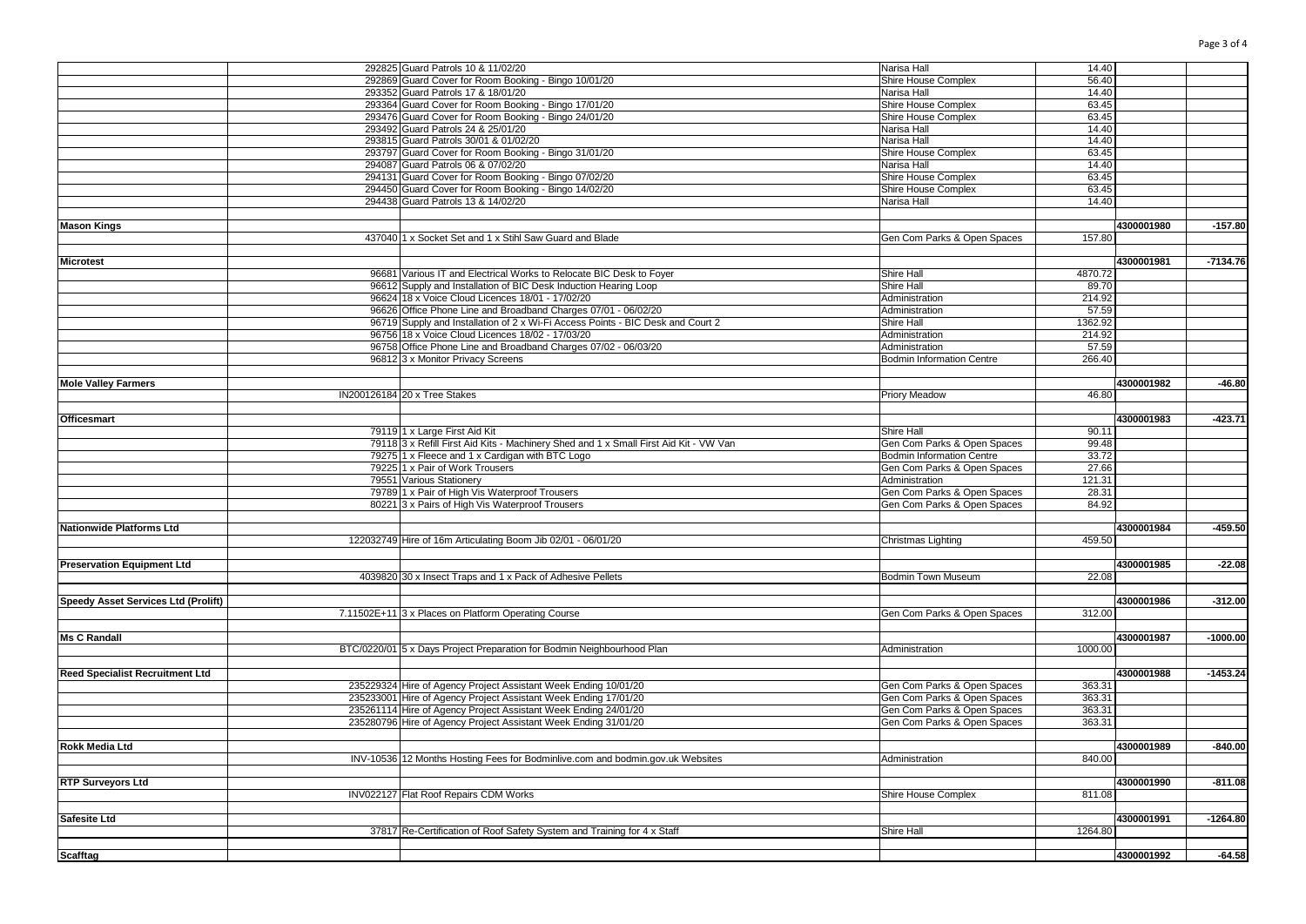| | | | | | | |
|---|---|---|---|---|---|---|
| | 292825 | Guard Patrols 10 & 11/02/20 | Narisa Hall | 14.40 | | |
| | 292869 | Guard Cover for Room Booking - Bingo 10/01/20 | Shire House Complex | 56.40 | | |
| | 293352 | Guard Patrols 17 & 18/01/20 | Narisa Hall | 14.40 | | |
| | 293364 | Guard Cover for Room Booking - Bingo 17/01/20 | Shire House Complex | 63.45 | | |
| | 293476 | Guard Cover for Room Booking - Bingo 24/01/20 | Shire House Complex | 63.45 | | |
| | 293492 | Guard Patrols 24 & 25/01/20 | Narisa Hall | 14.40 | | |
| | 293815 | Guard Patrols 30/01 & 01/02/20 | Narisa Hall | 14.40 | | |
| | 293797 | Guard Cover for Room Booking - Bingo 31/01/20 | Shire House Complex | 63.45 | | |
| | 294087 | Guard Patrols 06 & 07/02/20 | Narisa Hall | 14.40 | | |
| | 294131 | Guard Cover for Room Booking - Bingo 07/02/20 | Shire House Complex | 63.45 | | |
| | 294450 | Guard Cover for Room Booking - Bingo 14/02/20 | Shire House Complex | 63.45 | | |
| | 294438 | Guard Patrols 13 & 14/02/20 | Narisa Hall | 14.40 | | |
| | | | | | | |
| **Mason Kings** | | | | | 4300001980 | -157.80 |
| | 437040 | 1 x Socket Set and 1 x Stihl Saw Guard and Blade | Gen Com Parks & Open Spaces | 157.80 | | |
| | | | | | | |
| **Microtest** | | | | | 4300001981 | -7134.76 |
| | 96681 | Various IT and Electrical Works to Relocate BIC Desk to Foyer | Shire Hall | 4870.72 | | |
| | 96612 | Supply and Installation of BIC Desk Induction Hearing Loop | Shire Hall | 89.70 | | |
| | 96624 | 18 x Voice Cloud Licences 18/01 - 17/02/20 | Administration | 214.92 | | |
| | 96626 | Office Phone Line and Broadband Charges 07/01 - 06/02/20 | Administration | 57.59 | | |
| | 96719 | Supply and Installation of 2 x Wi-Fi Access Points - BIC Desk and Court 2 | Shire Hall | 1362.92 | | |
| | 96756 | 18 x Voice Cloud Licences 18/02 - 17/03/20 | Administration | 214.92 | | |
| | 96758 | Office Phone Line and Broadband Charges 07/02 - 06/03/20 | Administration | 57.59 | | |
| | 96812 | 3 x Monitor Privacy Screens | Bodmin Information Centre | 266.40 | | |
| | | | | | | |
| **Mole Valley Farmers** | | | | | 4300001982 | -46.80 |
| | IN200126184 | 20 x Tree Stakes | Priory Meadow | 46.80 | | |
| | | | | | | |
| **Officesmart** | | | | | 4300001983 | -423.71 |
| | 79119 | 1 x Large First Aid Kit | Shire Hall | 90.11 | | |
| | 79118 | 3 x Refill First Aid Kits - Machinery Shed and 1 x Small First Aid Kit - VW Van | Gen Com Parks & Open Spaces | 99.48 | | |
| | 79275 | 1 x Fleece and 1 x Cardigan with BTC Logo | Bodmin Information Centre | 33.72 | | |
| | 79225 | 1 x Pair of Work Trousers | Gen Com Parks & Open Spaces | 27.66 | | |
| | 79551 | Various Stationery | Administration | 121.31 | | |
| | 79789 | 1 x Pair of High Vis Waterproof Trousers | Gen Com Parks & Open Spaces | 28.31 | | |
| | 80221 | 3 x Pairs of High Vis Waterproof Trousers | Gen Com Parks & Open Spaces | 84.92 | | |
| | | | | | | |
| **Nationwide Platforms Ltd** | | | | | 4300001984 | -459.50 |
| | 122032749 | Hire of 16m Articulating Boom Jib 02/01 - 06/01/20 | Christmas Lighting | 459.50 | | |
| | | | | | | |
| **Preservation Equipment Ltd** | | | | | 4300001985 | -22.08 |
| | 4039820 | 30 x Insect Traps and 1 x Pack of Adhesive Pellets | Bodmin Town Museum | 22.08 | | |
| | | | | | | |
| **Speedy Asset Services Ltd (Prolift)** | | | | | 4300001986 | -312.00 |
| | 7.11502E+11 | 3 x Places on Platform Operating Course | Gen Com Parks & Open Spaces | 312.00 | | |
| | | | | | | |
| **Ms C Randall** | | | | | 4300001987 | -1000.00 |
| | BTC/0220/01 | 5 x Days Project Preparation for Bodmin Neighbourhood Plan | Administration | 1000.00 | | |
| | | | | | | |
| **Reed Specialist Recruitment Ltd** | | | | | 4300001988 | -1453.24 |
| | 235229324 | Hire of Agency Project Assistant Week Ending 10/01/20 | Gen Com Parks & Open Spaces | 363.31 | | |
| | 235233001 | Hire of Agency Project Assistant Week Ending 17/01/20 | Gen Com Parks & Open Spaces | 363.31 | | |
| | 235261114 | Hire of Agency Project Assistant Week Ending 24/01/20 | Gen Com Parks & Open Spaces | 363.31 | | |
| | 235280796 | Hire of Agency Project Assistant Week Ending 31/01/20 | Gen Com Parks & Open Spaces | 363.31 | | |
| | | | | | | |
| **Rokk Media Ltd** | | | | | 4300001989 | -840.00 |
| | INV-10536 | 12 Months Hosting Fees for Bodminlive.com and bodmin.gov.uk Websites | Administration | 840.00 | | |
| | | | | | | |
| **RTP Surveyors Ltd** | | | | | 4300001990 | -811.08 |
| | INV022127 | Flat Roof Repairs CDM Works | Shire House Complex | 811.08 | | |
| | | | | | | |
| **Safesite Ltd** | | | | | 4300001991 | -1264.80 |
| | 37817 | Re-Certification of Roof Safety System and Training for 4 x Staff | Shire Hall | 1264.80 | | |
| | | | | | | |
| **Scafftag** | | | | | 4300001992 | -64.58 |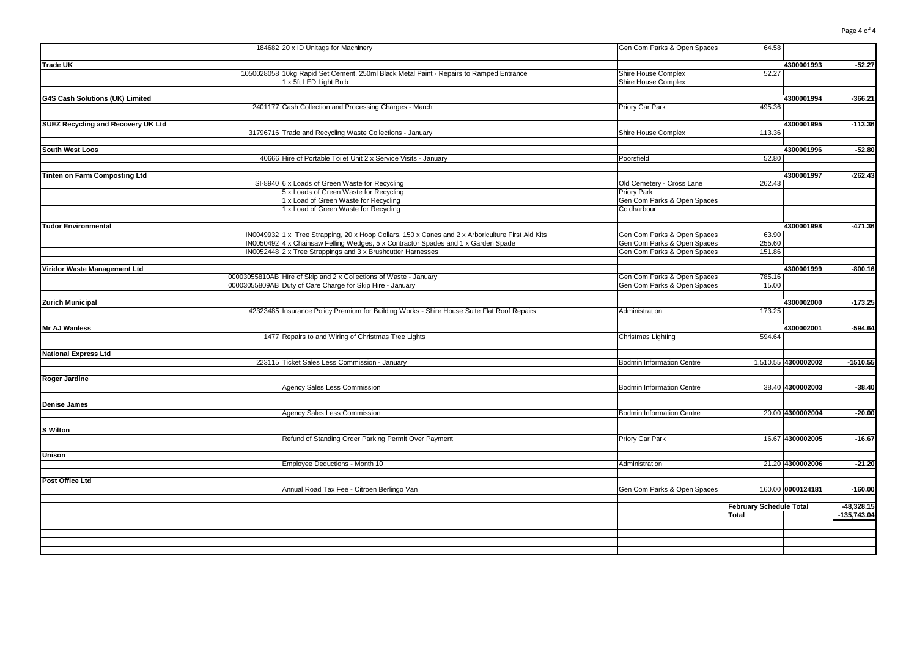| | | | | | | |
|---|---|---|---|---|---|---|
| | 184682 | 20 x ID Unitags for Machinery | Gen Com Parks & Open Spaces | 64.58 | | |
| | | | | | | |
| **Trade UK** | | | | | **4300001993** | **-52.27** |
| | 1050028058 | 10kg Rapid Set Cement, 250ml Black Metal Paint - Repairs to Ramped Entrance | Shire House Complex | 52.27 | | |
| | | 1 x 5ft LED Light Bulb | Shire House Complex | | | |
| | | | | | | |
| **G4S Cash Solutions (UK) Limited** | | | | | **4300001994** | **-366.21** |
| | 2401177 | Cash Collection and Processing Charges - March | Priory Car Park | 495.36 | | |
| | | | | | | |
| **SUEZ Recycling and Recovery UK Ltd** | | | | | **4300001995** | **-113.36** |
| | 31796716 | Trade and Recycling Waste Collections - January | Shire House Complex | 113.36 | | |
| | | | | | | |
| **South West Loos** | | | | | **4300001996** | **-52.80** |
| | 40666 | Hire of Portable Toilet Unit 2 x Service Visits - January | Poorsfield | 52.80 | | |
| | | | | | | |
| **Tinten on Farm Composting Ltd** | | | | | **4300001997** | **-262.43** |
| | SI-8940 | 6 x Loads of Green Waste for Recycling | Old Cemetery - Cross Lane | 262.43 | | |
| | | 5 x Loads of Green Waste for Recycling | Priory Park | | | |
| | | 1 x Load of Green Waste for Recycling | Gen Com Parks & Open Spaces | | | |
| | | 1 x Load of Green Waste for Recycling | Coldharbour | | | |
| | | | | | | |
| **Tudor Environmental** | | | | | **4300001998** | **-471.36** |
| | IN0049932 | 1 x Tree Strapping, 20 x Hoop Collars, 150 x Canes and 2 x Arboriculture First Aid Kits | Gen Com Parks & Open Spaces | 63.90 | | |
| | IN0050492 | 4 x Chainsaw Felling Wedges, 5 x Contractor Spades and 1 x Garden Spade | Gen Com Parks & Open Spaces | 255.60 | | |
| | IN0052448 | 2 x Tree Strappings and 3 x Brushcutter Harnesses | Gen Com Parks & Open Spaces | 151.86 | | |
| | | | | | | |
| **Viridor Waste Management Ltd** | | | | | **4300001999** | **-800.16** |
| | 00003055810AB | Hire of Skip and 2 x Collections of Waste - January | Gen Com Parks & Open Spaces | 785.16 | | |
| | 00003055809AB | Duty of Care Charge for Skip Hire - January | Gen Com Parks & Open Spaces | 15.00 | | |
| | | | | | | |
| **Zurich Municipal** | | | | | **4300002000** | **-173.25** |
| | 42323485 | Insurance Policy Premium for Building Works - Shire House Suite Flat Roof Repairs | Administration | 173.25 | | |
| | | | | | | |
| **Mr AJ Wanless** | | | | | **4300002001** | **-594.64** |
| | 1477 | Repairs to and Wiring of Christmas Tree Lights | Christmas Lighting | 594.64 | | |
| | | | | | | |
| **National Express Ltd** | | | | | | |
| | 223115 | Ticket Sales Less Commission - January | Bodmin Information Centre | 1,510.55 | **4300002002** | **-1510.55** |
| | | | | | | |
| **Roger Jardine** | | | | | | |
| | | Agency Sales Less Commission | Bodmin Information Centre | 38.40 | **4300002003** | **-38.40** |
| | | | | | | |
| **Denise James** | | | | | | |
| | | Agency Sales Less Commission | Bodmin Information Centre | 20.00 | **4300002004** | **-20.00** |
| | | | | | | |
| **S Wilton** | | | | | | |
| | | Refund of Standing Order Parking Permit Over Payment | Priory Car Park | 16.67 | **4300002005** | **-16.67** |
| | | | | | | |
| **Unison** | | | | | | |
| | | Employee Deductions - Month 10 | Administration | 21.20 | **4300002006** | **-21.20** |
| | | | | | | |
| **Post Office Ltd** | | | | | | |
| | | Annual Road Tax Fee - Citroen Berlingo Van | Gen Com Parks & Open Spaces | 160.00 | **0000124181** | **-160.00** |
| | | | | | | |
| | | | | **February Schedule Total** | | **-48,328.15** |
| | | | | **Total** | | **-135,743.04** |